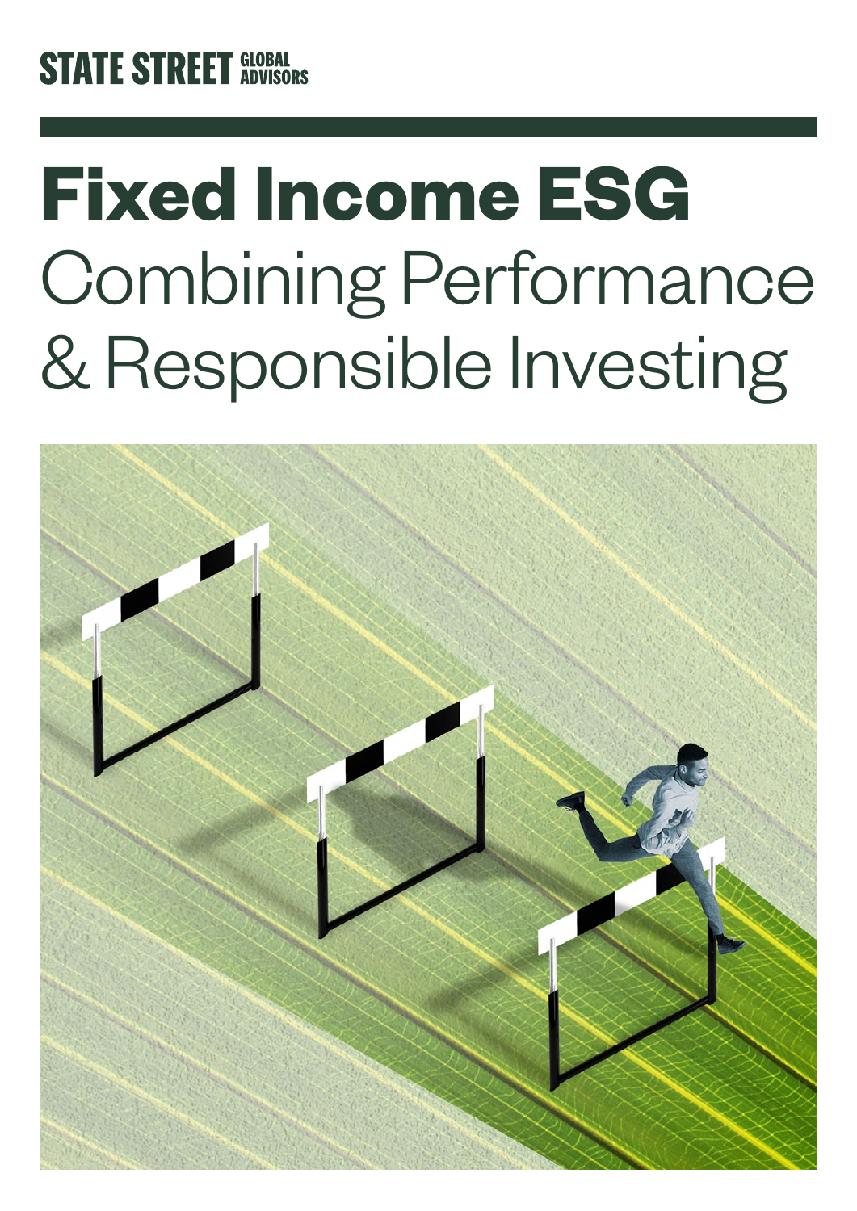STATE STREET GLOBAL ADVISORS

# Fixed Income ESG

## Combining Performance & Responsible Investing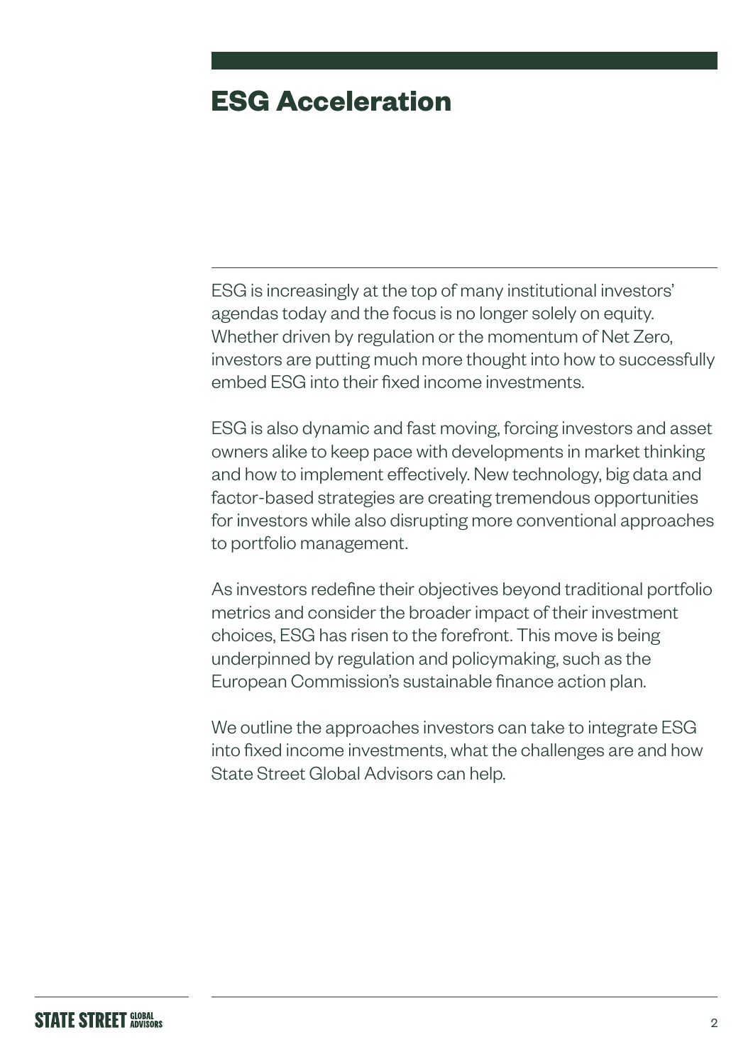# ESG Acceleration

ESG is increasingly at the top of many institutional investors' agendas today and the focus is no longer solely on equity. Whether driven by regulation or the momentum of Net Zero, investors are putting much more thought into how to successfully embed ESG into their fixed income investments.

ESG is also dynamic and fast moving, forcing investors and asset owners alike to keep pace with developments in market thinking and how to implement effectively. New technology, big data and factor-based strategies are creating tremendous opportunities for investors while also disrupting more conventional approaches to portfolio management.

As investors redefine their objectives beyond traditional portfolio metrics and consider the broader impact of their investment choices, ESG has risen to the forefront. This move is being underpinned by regulation and policymaking, such as the European Commission's sustainable finance action plan.

We outline the approaches investors can take to integrate ESG into fixed income investments, what the challenges are and how State Street Global Advisors can help.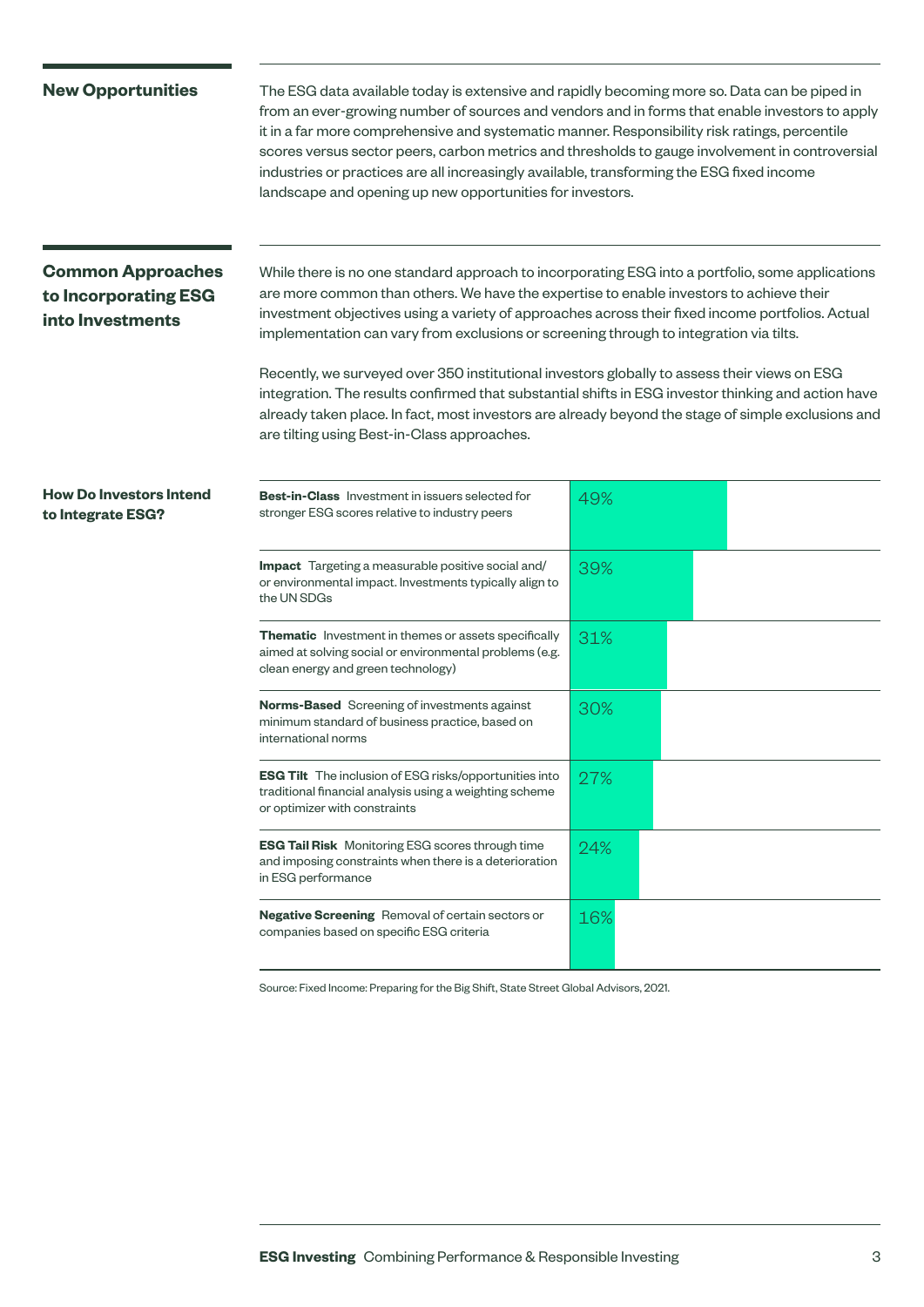## New Opportunities

The ESG data available today is extensive and rapidly becoming more so. Data can be piped in from an ever-growing number of sources and vendors and in forms that enable investors to apply it in a far more comprehensive and systematic manner. Responsibility risk ratings, percentile scores versus sector peers, carbon metrics and thresholds to gauge involvement in controversial industries or practices are all increasingly available, transforming the ESG fixed income landscape and opening up new opportunities for investors.

## Common Approaches to Incorporating ESG into Investments

While there is no one standard approach to incorporating ESG into a portfolio, some applications are more common than others. We have the expertise to enable investors to achieve their investment objectives using a variety of approaches across their fixed income portfolios. Actual implementation can vary from exclusions or screening through to integration via tilts.

Recently, we surveyed over 350 institutional investors globally to assess their views on ESG integration. The results confirmed that substantial shifts in ESG investor thinking and action have already taken place. In fact, most investors are already beyond the stage of simple exclusions and are tilting using Best-in-Class approaches.

### How Do Investors Intend to Integrate ESG?

| Approach | % |
|---|---|
| **Best-in-Class** Investment in issuers selected for stronger ESG scores relative to industry peers | 49% |
| **Impact** Targeting a measurable positive social and/or environmental impact. Investments typically align to the UN SDGs | 39% |
| **Thematic** Investment in themes or assets specifically aimed at solving social or environmental problems (e.g. clean energy and green technology) | 31% |
| **Norms-Based** Screening of investments against minimum standard of business practice, based on international norms | 30% |
| **ESG Tilt** The inclusion of ESG risks/opportunities into traditional financial analysis using a weighting scheme or optimizer with constraints | 27% |
| **ESG Tail Risk** Monitoring ESG scores through time and imposing constraints when there is a deterioration in ESG performance | 24% |
| **Negative Screening** Removal of certain sectors or companies based on specific ESG criteria | 16% |

Source: Fixed Income: Preparing for the Big Shift, State Street Global Advisors, 2021.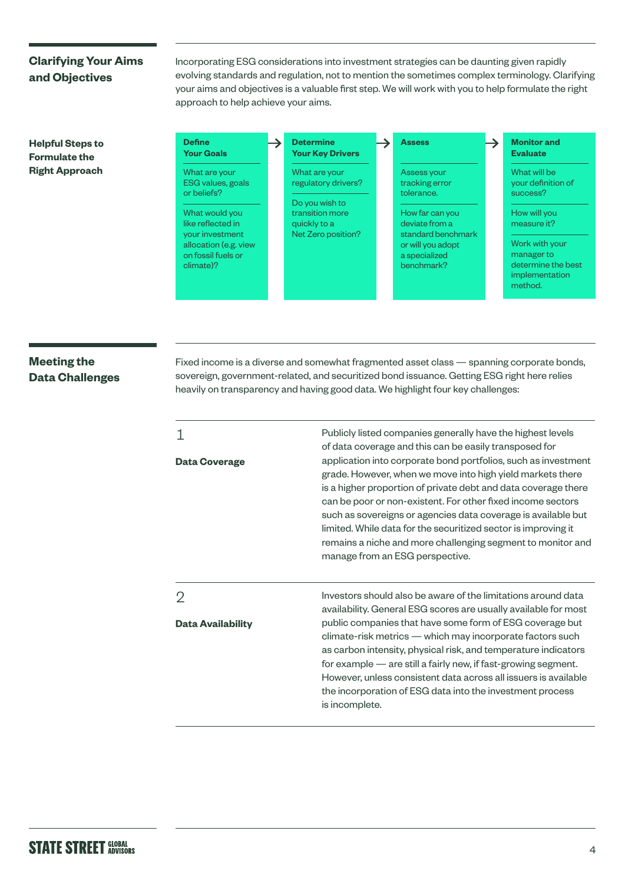## Clarifying Your Aims and Objectives

Incorporating ESG considerations into investment strategies can be daunting given rapidly evolving standards and regulation, not to mention the sometimes complex terminology. Clarifying your aims and objectives is a valuable first step. We will work with you to help formulate the right approach to help achieve your aims.

### Helpful Steps to Formulate the Right Approach

**Define Your Goals** →

- What are your ESG values, goals or beliefs?
- What would you like reflected in your investment allocation (e.g. view on fossil fuels or climate)?

**Determine Your Key Drivers** →

- What are your regulatory drivers?
- Do you wish to transition more quickly to a Net Zero position?

**Assess** →

- Assess your tracking error tolerance.
- How far can you deviate from a standard benchmark or will you adopt a specialized benchmark?

**Monitor and Evaluate**

- What will be your definition of success?
- How will you measure it?
- Work with your manager to determine the best implementation method.

## Meeting the Data Challenges

Fixed income is a diverse and somewhat fragmented asset class — spanning corporate bonds, sovereign, government-related, and securitized bond issuance. Getting ESG right here relies heavily on transparency and having good data. We highlight four key challenges:

1

**Data Coverage**

Publicly listed companies generally have the highest levels of data coverage and this can be easily transposed for application into corporate bond portfolios, such as investment grade. However, when we move into high yield markets there is a higher proportion of private debt and data coverage there can be poor or non-existent. For other fixed income sectors such as sovereigns or agencies data coverage is available but limited. While data for the securitized sector is improving it remains a niche and more challenging segment to monitor and manage from an ESG perspective.

2

**Data Availability**

Investors should also be aware of the limitations around data availability. General ESG scores are usually available for most public companies that have some form of ESG coverage but climate-risk metrics — which may incorporate factors such as carbon intensity, physical risk, and temperature indicators for example — are still a fairly new, if fast-growing segment. However, unless consistent data across all issuers is available the incorporation of ESG data into the investment process is incomplete.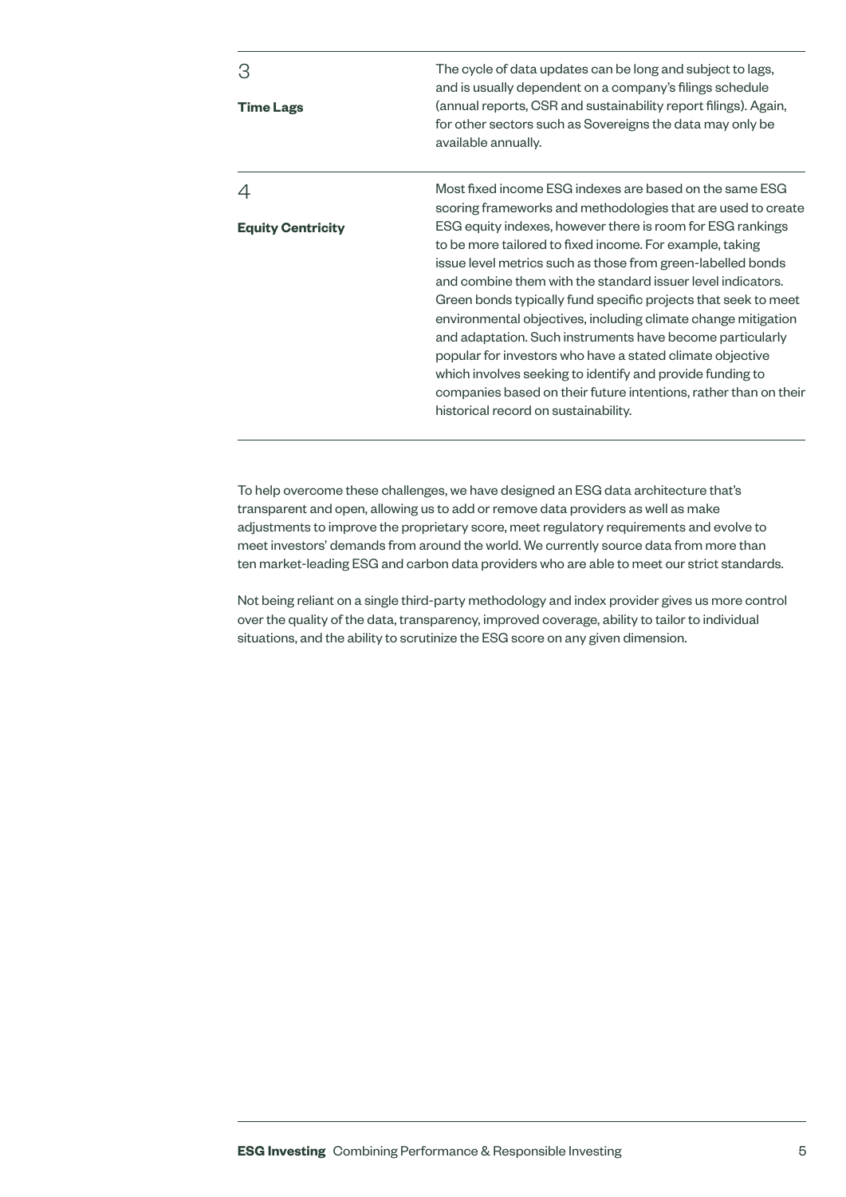### 3

**Time Lags**

The cycle of data updates can be long and subject to lags, and is usually dependent on a company's filings schedule (annual reports, CSR and sustainability report filings). Again, for other sectors such as Sovereigns the data may only be available annually.

### 4

**Equity Centricity**

Most fixed income ESG indexes are based on the same ESG scoring frameworks and methodologies that are used to create ESG equity indexes, however there is room for ESG rankings to be more tailored to fixed income. For example, taking issue level metrics such as those from green-labelled bonds and combine them with the standard issuer level indicators. Green bonds typically fund specific projects that seek to meet environmental objectives, including climate change mitigation and adaptation. Such instruments have become particularly popular for investors who have a stated climate objective which involves seeking to identify and provide funding to companies based on their future intentions, rather than on their historical record on sustainability.

To help overcome these challenges, we have designed an ESG data architecture that's transparent and open, allowing us to add or remove data providers as well as make adjustments to improve the proprietary score, meet regulatory requirements and evolve to meet investors' demands from around the world. We currently source data from more than ten market-leading ESG and carbon data providers who are able to meet our strict standards.

Not being reliant on a single third-party methodology and index provider gives us more control over the quality of the data, transparency, improved coverage, ability to tailor to individual situations, and the ability to scrutinize the ESG score on any given dimension.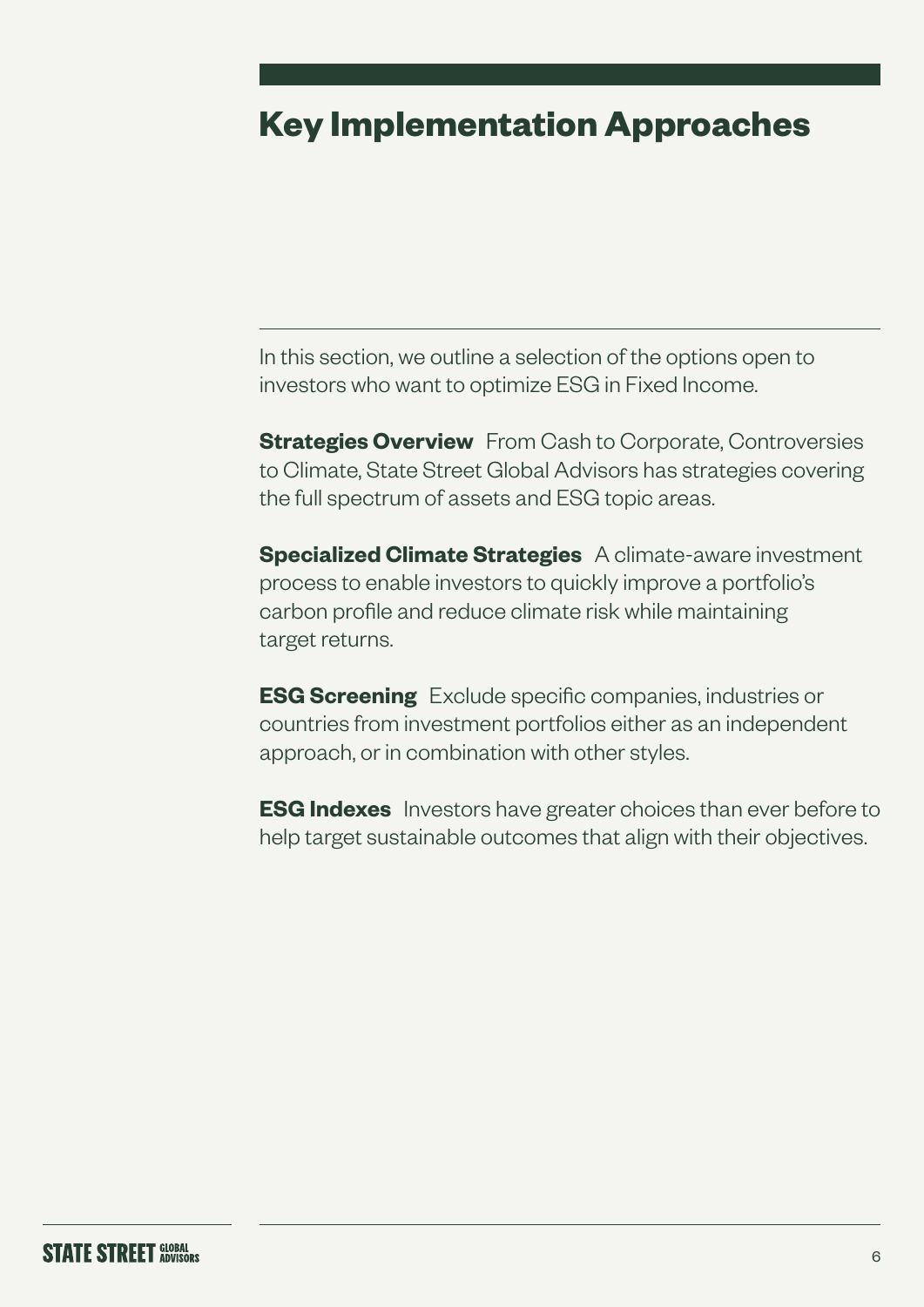# Key Implementation Approaches

In this section, we outline a selection of the options open to investors who want to optimize ESG in Fixed Income.

**Strategies Overview** From Cash to Corporate, Controversies to Climate, State Street Global Advisors has strategies covering the full spectrum of assets and ESG topic areas.

**Specialized Climate Strategies** A climate-aware investment process to enable investors to quickly improve a portfolio's carbon profile and reduce climate risk while maintaining target returns.

**ESG Screening** Exclude specific companies, industries or countries from investment portfolios either as an independent approach, or in combination with other styles.

**ESG Indexes** Investors have greater choices than ever before to help target sustainable outcomes that align with their objectives.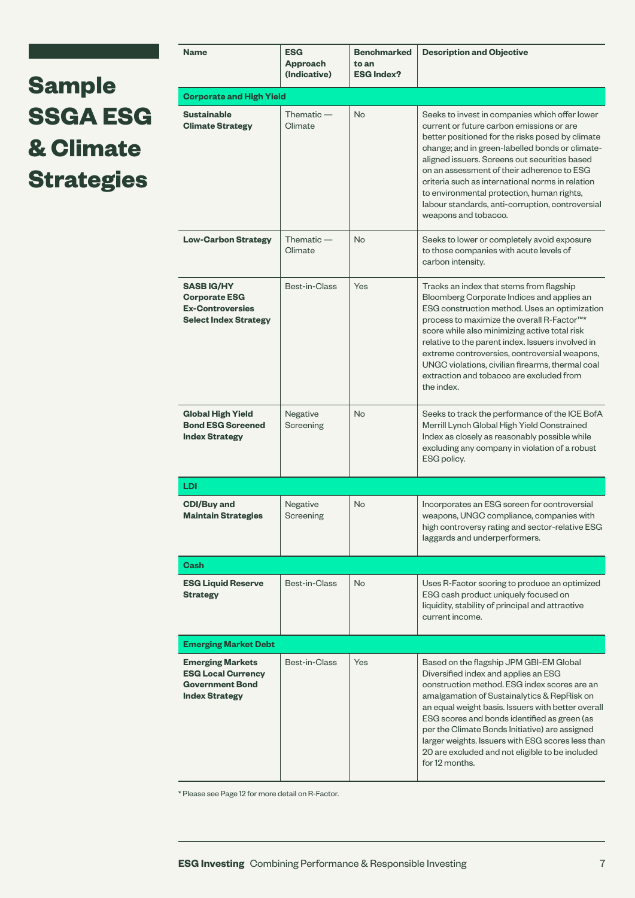# Sample SSGA ESG & Climate Strategies

| Name | ESG Approach (Indicative) | Benchmarked to an ESG Index? | Description and Objective |
|---|---|---|---|
| **Corporate and High Yield** | | | |
| **Sustainable Climate Strategy** | Thematic — Climate | No | Seeks to invest in companies which offer lower current or future carbon emissions or are better positioned for the risks posed by climate change; and in green-labelled bonds or climate-aligned issuers. Screens out securities based on an assessment of their adherence to ESG criteria such as international norms in relation to environmental protection, human rights, labour standards, anti-corruption, controversial weapons and tobacco. |
| **Low-Carbon Strategy** | Thematic — Climate | No | Seeks to lower or completely avoid exposure to those companies with acute levels of carbon intensity. |
| **SASB IG/HY Corporate ESG Ex-Controversies Select Index Strategy** | Best-in-Class | Yes | Tracks an index that stems from flagship Bloomberg Corporate Indices and applies an ESG construction method. Uses an optimization process to maximize the overall R-Factor™* score while also minimizing active total risk relative to the parent index. Issuers involved in extreme controversies, controversial weapons, UNGC violations, civilian firearms, thermal coal extraction and tobacco are excluded from the index. |
| **Global High Yield Bond ESG Screened Index Strategy** | Negative Screening | No | Seeks to track the performance of the ICE BofA Merrill Lynch Global High Yield Constrained Index as closely as reasonably possible while excluding any company in violation of a robust ESG policy. |
| **LDI** | | | |
| **CDI/Buy and Maintain Strategies** | Negative Screening | No | Incorporates an ESG screen for controversial weapons, UNGC compliance, companies with high controversy rating and sector-relative ESG laggards and underperformers. |
| **Cash** | | | |
| **ESG Liquid Reserve Strategy** | Best-in-Class | No | Uses R-Factor scoring to produce an optimized ESG cash product uniquely focused on liquidity, stability of principal and attractive current income. |
| **Emerging Market Debt** | | | |
| **Emerging Markets ESG Local Currency Government Bond Index Strategy** | Best-in-Class | Yes | Based on the flagship JPM GBI-EM Global Diversified index and applies an ESG construction method. ESG index scores are an amalgamation of Sustainalytics & RepRisk on an equal weight basis. Issuers with better overall ESG scores and bonds identified as green (as per the Climate Bonds Initiative) are assigned larger weights. Issuers with ESG scores less than 20 are excluded and not eligible to be included for 12 months. |

* Please see Page 12 for more detail on R-Factor.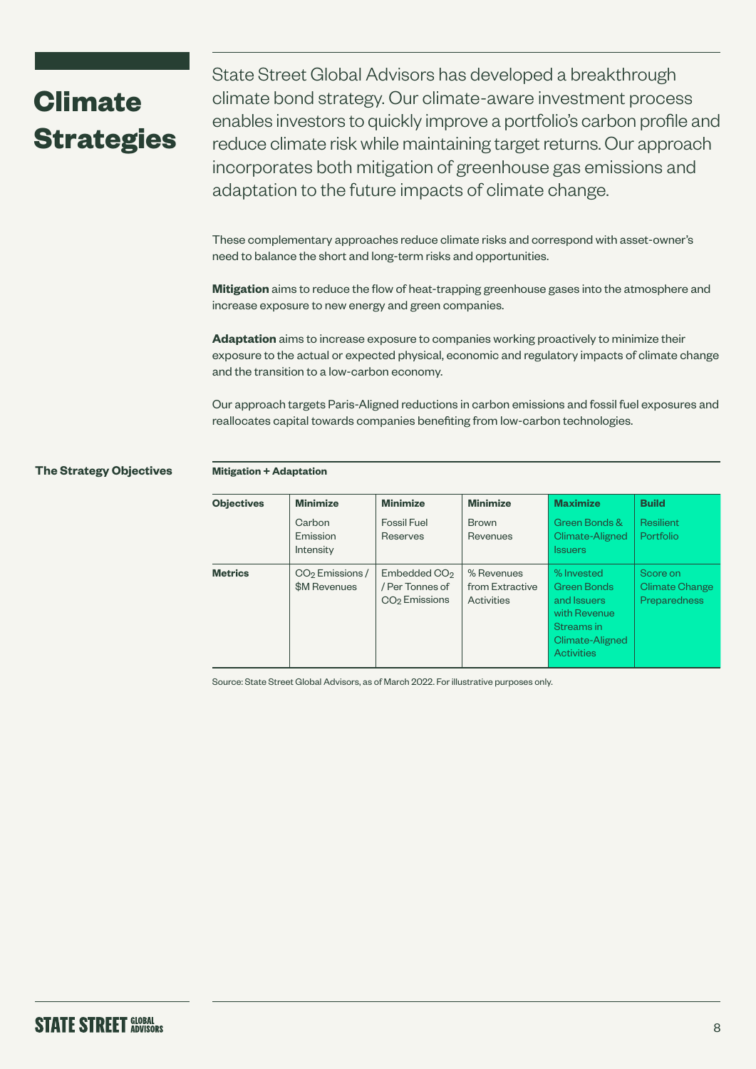# Climate Strategies

State Street Global Advisors has developed a breakthrough climate bond strategy. Our climate-aware investment process enables investors to quickly improve a portfolio's carbon profile and reduce climate risk while maintaining target returns. Our approach incorporates both mitigation of greenhouse gas emissions and adaptation to the future impacts of climate change.

These complementary approaches reduce climate risks and correspond with asset-owner's need to balance the short and long-term risks and opportunities.

**Mitigation** aims to reduce the flow of heat-trapping greenhouse gases into the atmosphere and increase exposure to new energy and green companies.

**Adaptation** aims to increase exposure to companies working proactively to minimize their exposure to the actual or expected physical, economic and regulatory impacts of climate change and the transition to a low-carbon economy.

Our approach targets Paris-Aligned reductions in carbon emissions and fossil fuel exposures and reallocates capital towards companies benefiting from low-carbon technologies.

## The Strategy Objectives

**Mitigation + Adaptation**

| **Objectives** | **Minimize** Carbon Emission Intensity | **Minimize** Fossil Fuel Reserves | **Minimize** Brown Revenues | **Maximize** Green Bonds & Climate-Aligned Issuers | **Build** Resilient Portfolio |
|---|---|---|---|---|---|
| **Metrics** | $CO_2$ Emissions / $M Revenues | Embedded $CO_2$ / Per Tonnes of $CO_2$ Emissions | % Revenues from Extractive Activities | % Invested Green Bonds and Issuers with Revenue Streams in Climate-Aligned Activities | Score on Climate Change Preparedness |

Source: State Street Global Advisors, as of March 2022. For illustrative purposes only.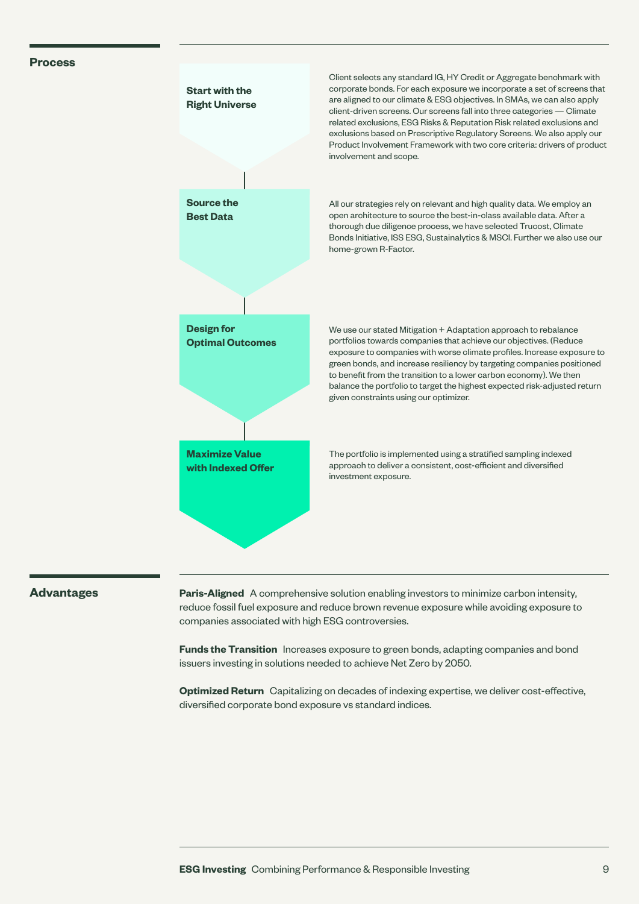## Process

### Start with the Right Universe

Client selects any standard IG, HY Credit or Aggregate benchmark with corporate bonds. For each exposure we incorporate a set of screens that are aligned to our climate & ESG objectives. In SMAs, we can also apply client-driven screens. Our screens fall into three categories — Climate related exclusions, ESG Risks & Reputation Risk related exclusions and exclusions based on Prescriptive Regulatory Screens. We also apply our Product Involvement Framework with two core criteria: drivers of product involvement and scope.

### Source the Best Data

All our strategies rely on relevant and high quality data. We employ an open architecture to source the best-in-class available data. After a thorough due diligence process, we have selected Trucost, Climate Bonds Initiative, ISS ESG, Sustainalytics & MSCI. Further we also use our home-grown R-Factor.

### Design for Optimal Outcomes

We use our stated Mitigation + Adaptation approach to rebalance portfolios towards companies that achieve our objectives. (Reduce exposure to companies with worse climate profiles. Increase exposure to green bonds, and increase resiliency by targeting companies positioned to benefit from the transition to a lower carbon economy). We then balance the portfolio to target the highest expected risk-adjusted return given constraints using our optimizer.

### Maximize Value with Indexed Offer

The portfolio is implemented using a stratified sampling indexed approach to deliver a consistent, cost-efficient and diversified investment exposure.

## Advantages

**Paris-Aligned** A comprehensive solution enabling investors to minimize carbon intensity, reduce fossil fuel exposure and reduce brown revenue exposure while avoiding exposure to companies associated with high ESG controversies.

**Funds the Transition** Increases exposure to green bonds, adapting companies and bond issuers investing in solutions needed to achieve Net Zero by 2050.

**Optimized Return** Capitalizing on decades of indexing expertise, we deliver cost-effective, diversified corporate bond exposure vs standard indices.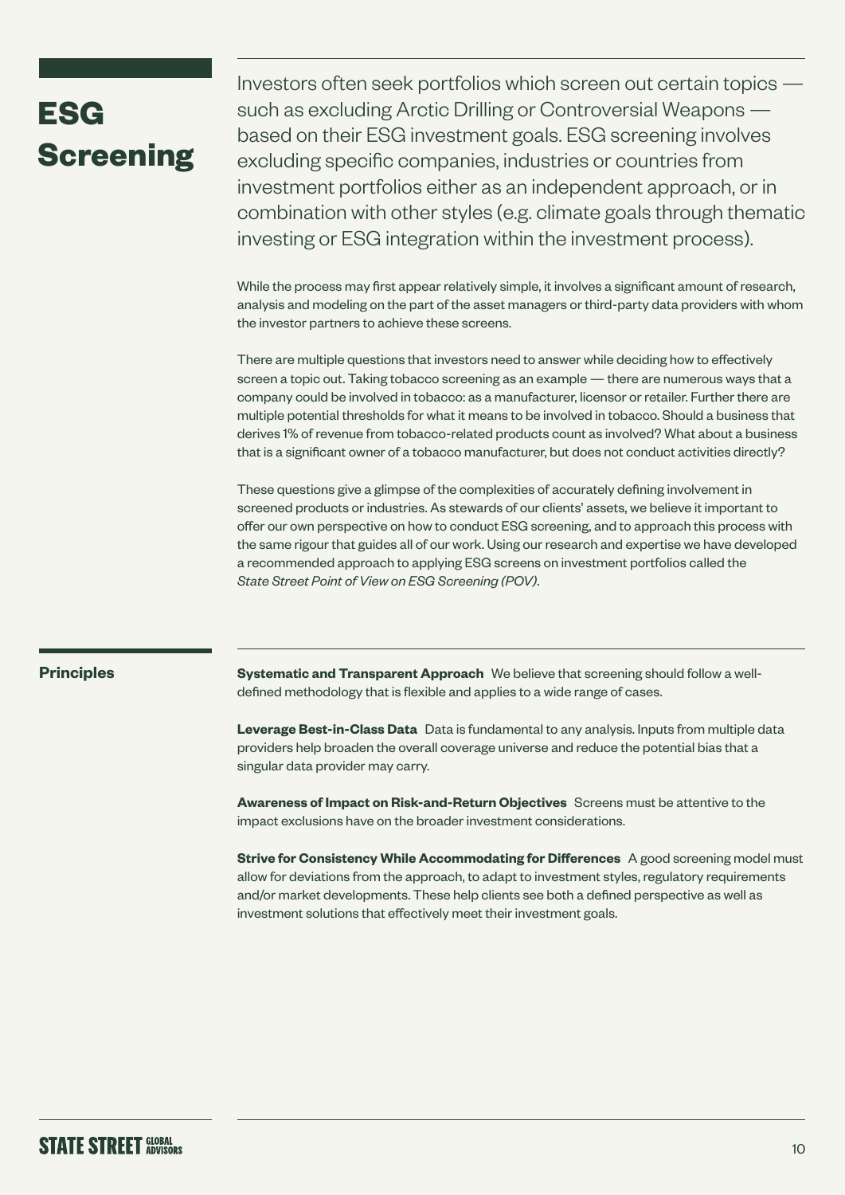# ESG Screening

Investors often seek portfolios which screen out certain topics — such as excluding Arctic Drilling or Controversial Weapons — based on their ESG investment goals. ESG screening involves excluding specific companies, industries or countries from investment portfolios either as an independent approach, or in combination with other styles (e.g. climate goals through thematic investing or ESG integration within the investment process).

While the process may first appear relatively simple, it involves a significant amount of research, analysis and modeling on the part of the asset managers or third-party data providers with whom the investor partners to achieve these screens.

There are multiple questions that investors need to answer while deciding how to effectively screen a topic out. Taking tobacco screening as an example — there are numerous ways that a company could be involved in tobacco: as a manufacturer, licensor or retailer. Further there are multiple potential thresholds for what it means to be involved in tobacco. Should a business that derives 1% of revenue from tobacco-related products count as involved? What about a business that is a significant owner of a tobacco manufacturer, but does not conduct activities directly?

These questions give a glimpse of the complexities of accurately defining involvement in screened products or industries. As stewards of our clients' assets, we believe it important to offer our own perspective on how to conduct ESG screening, and to approach this process with the same rigour that guides all of our work. Using our research and expertise we have developed a recommended approach to applying ESG screens on investment portfolios called the *State Street Point of View on ESG Screening (POV)*.

## Principles

**Systematic and Transparent Approach** We believe that screening should follow a well-defined methodology that is flexible and applies to a wide range of cases.

**Leverage Best-in-Class Data** Data is fundamental to any analysis. Inputs from multiple data providers help broaden the overall coverage universe and reduce the potential bias that a singular data provider may carry.

**Awareness of Impact on Risk-and-Return Objectives** Screens must be attentive to the impact exclusions have on the broader investment considerations.

**Strive for Consistency While Accommodating for Differences** A good screening model must allow for deviations from the approach, to adapt to investment styles, regulatory requirements and/or market developments. These help clients see both a defined perspective as well as investment solutions that effectively meet their investment goals.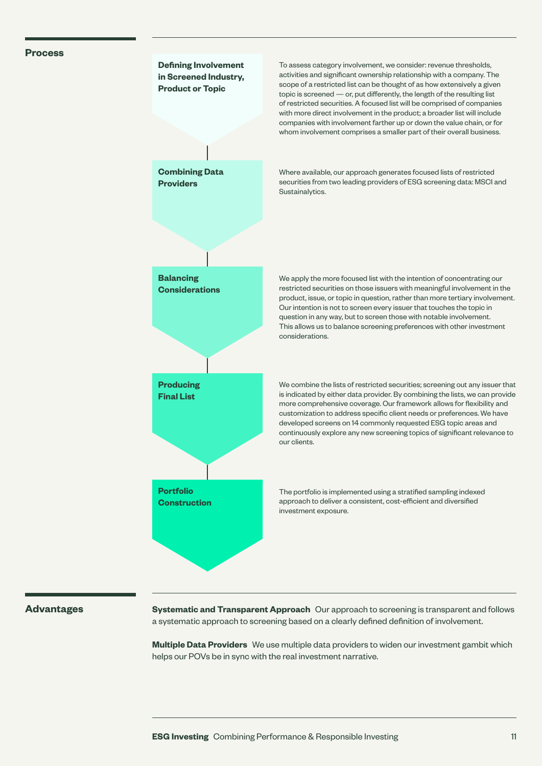## Process

### Defining Involvement in Screened Industry, Product or Topic

To assess category involvement, we consider: revenue thresholds, activities and significant ownership relationship with a company. The scope of a restricted list can be thought of as how extensively a given topic is screened — or, put differently, the length of the resulting list of restricted securities. A focused list will be comprised of companies with more direct involvement in the product; a broader list will include companies with involvement farther up or down the value chain, or for whom involvement comprises a smaller part of their overall business.

### Combining Data Providers

Where available, our approach generates focused lists of restricted securities from two leading providers of ESG screening data: MSCI and Sustainalytics.

### Balancing Considerations

We apply the more focused list with the intention of concentrating our restricted securities on those issuers with meaningful involvement in the product, issue, or topic in question, rather than more tertiary involvement. Our intention is not to screen every issuer that touches the topic in question in any way, but to screen those with notable involvement. This allows us to balance screening preferences with other investment considerations.

### Producing Final List

We combine the lists of restricted securities; screening out any issuer that is indicated by either data provider. By combining the lists, we can provide more comprehensive coverage. Our framework allows for flexibility and customization to address specific client needs or preferences. We have developed screens on 14 commonly requested ESG topic areas and continuously explore any new screening topics of significant relevance to our clients.

### Portfolio Construction

The portfolio is implemented using a stratified sampling indexed approach to deliver a consistent, cost-efficient and diversified investment exposure.

## Advantages

**Systematic and Transparent Approach** Our approach to screening is transparent and follows a systematic approach to screening based on a clearly defined definition of involvement.

**Multiple Data Providers** We use multiple data providers to widen our investment gambit which helps our POVs be in sync with the real investment narrative.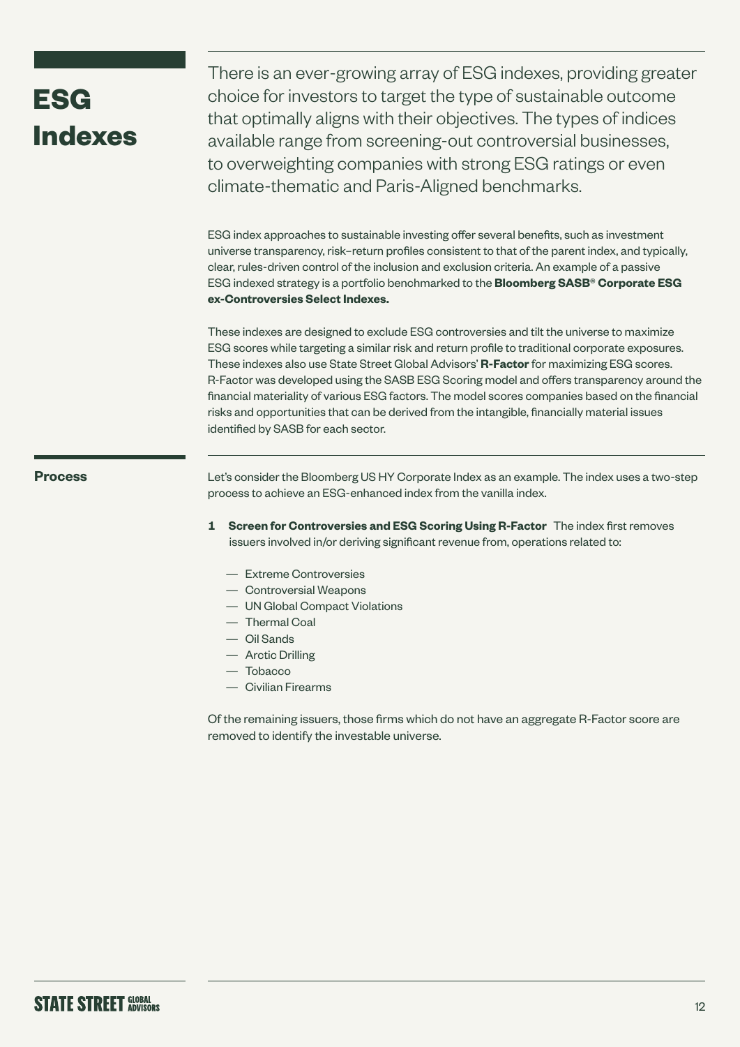# ESG Indexes

There is an ever-growing array of ESG indexes, providing greater choice for investors to target the type of sustainable outcome that optimally aligns with their objectives. The types of indices available range from screening-out controversial businesses, to overweighting companies with strong ESG ratings or even climate-thematic and Paris-Aligned benchmarks.

ESG index approaches to sustainable investing offer several benefits, such as investment universe transparency, risk–return profiles consistent to that of the parent index, and typically, clear, rules-driven control of the inclusion and exclusion criteria. An example of a passive ESG indexed strategy is a portfolio benchmarked to the **Bloomberg SASB® Corporate ESG ex-Controversies Select Indexes.**

These indexes are designed to exclude ESG controversies and tilt the universe to maximize ESG scores while targeting a similar risk and return profile to traditional corporate exposures. These indexes also use State Street Global Advisors' **R-Factor** for maximizing ESG scores. R-Factor was developed using the SASB ESG Scoring model and offers transparency around the financial materiality of various ESG factors. The model scores companies based on the financial risks and opportunities that can be derived from the intangible, financially material issues identified by SASB for each sector.

## Process

Let's consider the Bloomberg US HY Corporate Index as an example. The index uses a two-step process to achieve an ESG-enhanced index from the vanilla index.

1. **Screen for Controversies and ESG Scoring Using R-Factor** The index first removes issuers involved in/or deriving significant revenue from, operations related to:

   - Extreme Controversies
   - Controversial Weapons
   - UN Global Compact Violations
   - Thermal Coal
   - Oil Sands
   - Arctic Drilling
   - Tobacco
   - Civilian Firearms

Of the remaining issuers, those firms which do not have an aggregate R-Factor score are removed to identify the investable universe.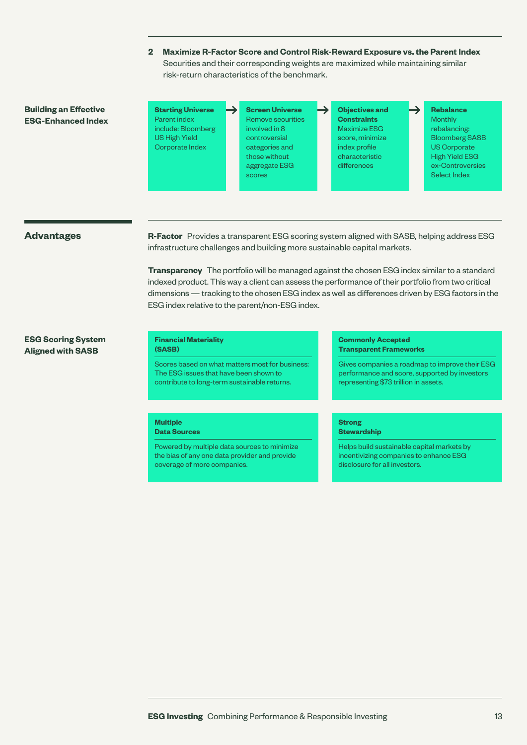**2 Maximize R-Factor Score and Control Risk-Reward Exposure vs. the Parent Index**
Securities and their corresponding weights are maximized while maintaining similar risk-return characteristics of the benchmark.

### Building an Effective ESG-Enhanced Index

**Starting Universe**
Parent index include: Bloomberg US High Yield Corporate Index

→ **Screen Universe**
Remove securities involved in 8 controversial categories and those without aggregate ESG scores

→ **Objectives and Constraints**
Maximize ESG score, minimize index profile characteristic differences

→ **Rebalance**
Monthly rebalancing: Bloomberg SASB US Corporate High Yield ESG ex-Controversies Select Index

## Advantages

**R-Factor** Provides a transparent ESG scoring system aligned with SASB, helping address ESG infrastructure challenges and building more sustainable capital markets.

**Transparency** The portfolio will be managed against the chosen ESG index similar to a standard indexed product. This way a client can assess the performance of their portfolio from two critical dimensions — tracking to the chosen ESG index as well as differences driven by ESG factors in the ESG index relative to the parent/non-ESG index.

### ESG Scoring System Aligned with SASB

**Financial Materiality (SASB)**
Scores based on what matters most for business: The ESG issues that have been shown to contribute to long-term sustainable returns.

**Commonly Accepted Transparent Frameworks**
Gives companies a roadmap to improve their ESG performance and score, supported by investors representing $73 trillion in assets.

**Multiple Data Sources**
Powered by multiple data sources to minimize the bias of any one data provider and provide coverage of more companies.

**Strong Stewardship**
Helps build sustainable capital markets by incentivizing companies to enhance ESG disclosure for all investors.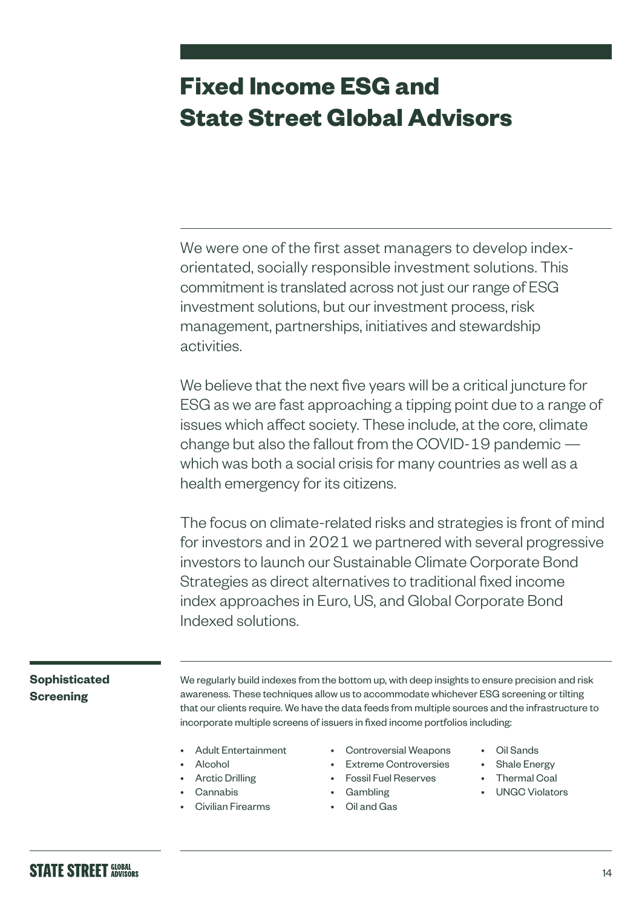# Fixed Income ESG and State Street Global Advisors

We were one of the first asset managers to develop index-orientated, socially responsible investment solutions. This commitment is translated across not just our range of ESG investment solutions, but our investment process, risk management, partnerships, initiatives and stewardship activities.

We believe that the next five years will be a critical juncture for ESG as we are fast approaching a tipping point due to a range of issues which affect society. These include, at the core, climate change but also the fallout from the COVID-19 pandemic — which was both a social crisis for many countries as well as a health emergency for its citizens.

The focus on climate-related risks and strategies is front of mind for investors and in 2021 we partnered with several progressive investors to launch our Sustainable Climate Corporate Bond Strategies as direct alternatives to traditional fixed income index approaches in Euro, US, and Global Corporate Bond Indexed solutions.

## Sophisticated Screening

We regularly build indexes from the bottom up, with deep insights to ensure precision and risk awareness. These techniques allow us to accommodate whichever ESG screening or tilting that our clients require. We have the data feeds from multiple sources and the infrastructure to incorporate multiple screens of issuers in fixed income portfolios including:

- Adult Entertainment
- Alcohol
- Arctic Drilling
- Cannabis
- Civilian Firearms
- Controversial Weapons
- Extreme Controversies
- Fossil Fuel Reserves
- Gambling
- Oil and Gas
- Oil Sands
- Shale Energy
- Thermal Coal
- UNGC Violators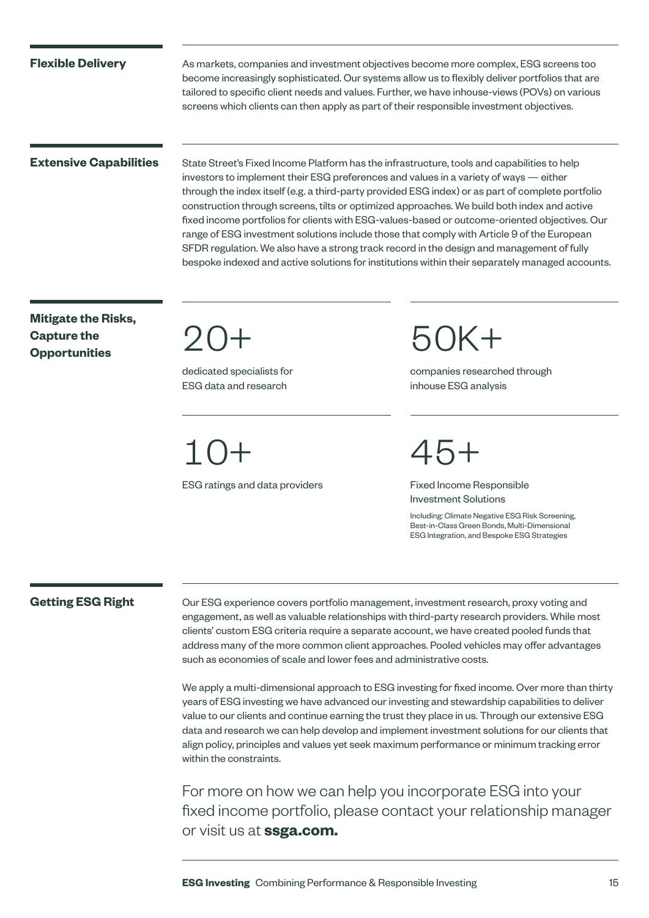## Flexible Delivery

As markets, companies and investment objectives become more complex, ESG screens too become increasingly sophisticated. Our systems allow us to flexibly deliver portfolios that are tailored to specific client needs and values. Further, we have inhouse-views (POVs) on various screens which clients can then apply as part of their responsible investment objectives.

## Extensive Capabilities

State Street's Fixed Income Platform has the infrastructure, tools and capabilities to help investors to implement their ESG preferences and values in a variety of ways — either through the index itself (e.g. a third-party provided ESG index) or as part of complete portfolio construction through screens, tilts or optimized approaches. We build both index and active fixed income portfolios for clients with ESG-values-based or outcome-oriented objectives. Our range of ESG investment solutions include those that comply with Article 9 of the European SFDR regulation. We also have a strong track record in the design and management of fully bespoke indexed and active solutions for institutions within their separately managed accounts.

## Mitigate the Risks, Capture the Opportunities

**20+**
dedicated specialists for ESG data and research

**50K+**
companies researched through inhouse ESG analysis

**10+**
ESG ratings and data providers

**45+**
Fixed Income Responsible Investment Solutions

Including: Climate Negative ESG Risk Screening, Best-in-Class Green Bonds, Multi-Dimensional ESG Integration, and Bespoke ESG Strategies

## Getting ESG Right

Our ESG experience covers portfolio management, investment research, proxy voting and engagement, as well as valuable relationships with third-party research providers. While most clients' custom ESG criteria require a separate account, we have created pooled funds that address many of the more common client approaches. Pooled vehicles may offer advantages such as economies of scale and lower fees and administrative costs.

We apply a multi-dimensional approach to ESG investing for fixed income. Over more than thirty years of ESG investing we have advanced our investing and stewardship capabilities to deliver value to our clients and continue earning the trust they place in us. Through our extensive ESG data and research we can help develop and implement investment solutions for our clients that align policy, principles and values yet seek maximum performance or minimum tracking error within the constraints.

For more on how we can help you incorporate ESG into your fixed income portfolio, please contact your relationship manager or visit us at **ssga.com.**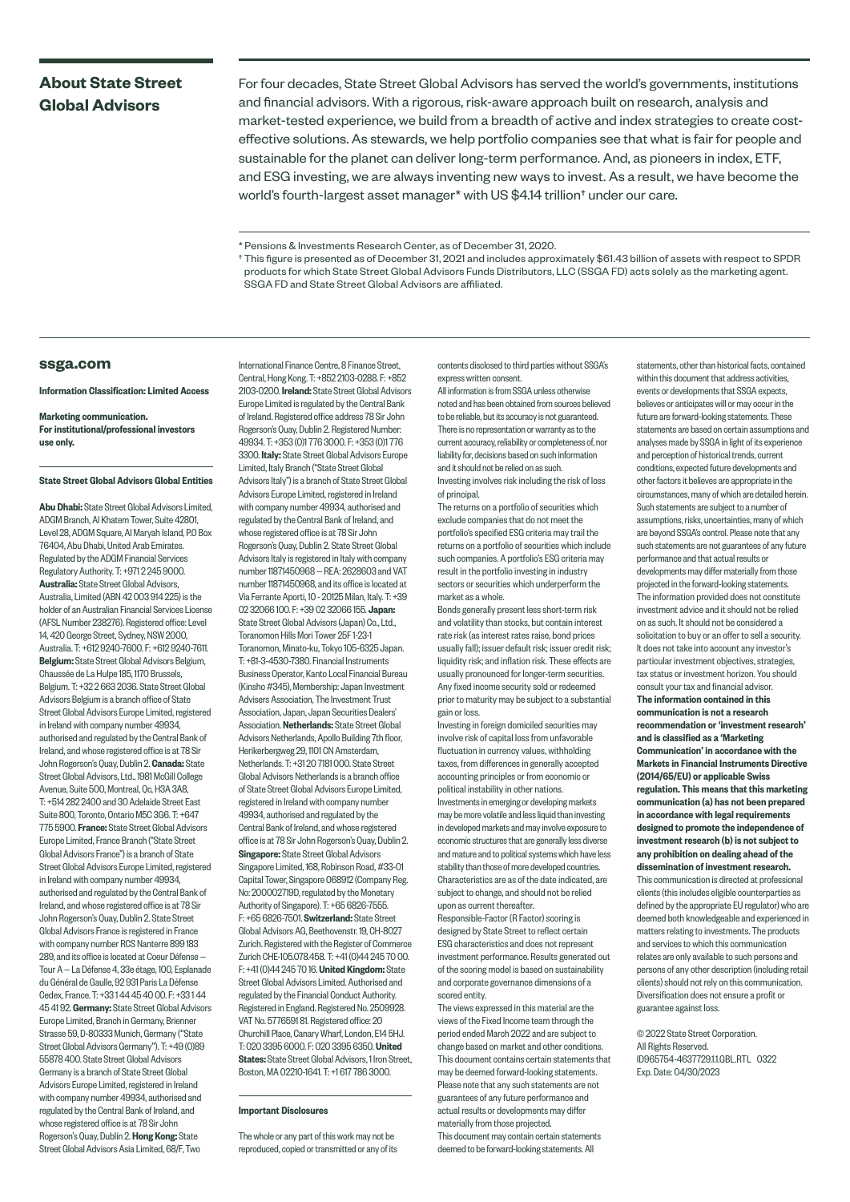## About State Street Global Advisors

For four decades, State Street Global Advisors has served the world's governments, institutions and financial advisors. With a rigorous, risk-aware approach built on research, analysis and market-tested experience, we build from a breadth of active and index strategies to create cost-effective solutions. As stewards, we help portfolio companies see that what is fair for people and sustainable for the planet can deliver long-term performance. And, as pioneers in index, ETF, and ESG investing, we are always inventing new ways to invest. As a result, we have become the world's fourth-largest asset manager* with US $4.14 trillion† under our care.

\* Pensions & Investments Research Center, as of December 31, 2020.

† This figure is presented as of December 31, 2021 and includes approximately $61.43 billion of assets with respect to SPDR products for which State Street Global Advisors Funds Distributors, LLC (SSGA FD) acts solely as the marketing agent. SSGA FD and State Street Global Advisors are affiliated.

**ssga.com**

**Information Classification: Limited Access**

**Marketing communication.**
**For institutional/professional investors use only.**

**State Street Global Advisors Global Entities**

**Abu Dhabi:** State Street Global Advisors Limited, ADGM Branch, Al Khatem Tower, Suite 42801, Level 28, ADGM Square, Al Maryah Island, P.O Box 76404, Abu Dhabi, United Arab Emirates. Regulated by the ADGM Financial Services Regulatory Authority. T: +971 2 245 9000. **Australia:** State Street Global Advisors, Australia, Limited (ABN 42 003 914 225) is the holder of an Australian Financial Services License (AFSL Number 238276). Registered office: Level 14, 420 George Street, Sydney, NSW 2000, Australia. T: +612 9240-7600. F: +612 9240-7611. **Belgium:** State Street Global Advisors Belgium, Chaussée de La Hulpe 185, 1170 Brussels, Belgium. T: +32 2 663 2036. State Street Global Advisors Belgium is a branch office of State Street Global Advisors Europe Limited, registered in Ireland with company number 49934, authorised and regulated by the Central Bank of Ireland, and whose registered office is at 78 Sir John Rogerson's Quay, Dublin 2. **Canada:** State Street Global Advisors, Ltd., 1981 McGill College Avenue, Suite 500, Montreal, Qc, H3A 3A8, T: +514 282 2400 and 30 Adelaide Street East Suite 800, Toronto, Ontario M5C 3G6. T: +647 775 5900. **France:** State Street Global Advisors Europe Limited, France Branch ("State Street Global Advisors France") is a branch of State Street Global Advisors Europe Limited, registered in Ireland with company number 49934, authorised and regulated by the Central Bank of Ireland, and whose registered office is at 78 Sir John Rogerson's Quay, Dublin 2. State Street Global Advisors France is registered in France with company number RCS Nanterre 899 183 289, and its office is located at Coeur Défense — Tour A — La Défense 4, 33e étage, 100, Esplanade du Général de Gaulle, 92 931 Paris La Défense Cedex, France. T: +33 1 44 45 40 00. F: +33 1 44 45 41 92. **Germany:** State Street Global Advisors Europe Limited, Branch in Germany, Brienner Strasse 59, D-80333 Munich, Germany ("State Street Global Advisors Germany"). T: +49 (0)89 55878 400. State Street Global Advisors Germany is a branch of State Street Global Advisors Europe Limited, registered in Ireland with company number 49934, authorised and regulated by the Central Bank of Ireland, and whose registered office is at 78 Sir John Rogerson's Quay, Dublin 2. **Hong Kong:** State Street Global Advisors Asia Limited, 68/F, Two International Finance Centre, 8 Finance Street, Central, Hong Kong. T: +852 2103-0288. F: +852 2103-0200. **Ireland:** State Street Global Advisors Europe Limited is regulated by the Central Bank of Ireland. Registered office address 78 Sir John Rogerson's Quay, Dublin 2. Registered Number: 49934. T: +353 (0)1 776 3000. F: +353 (0)1 776 3300. **Italy:** State Street Global Advisors Europe Limited, Italy Branch ("State Street Global Advisors Italy") is a branch of State Street Global Advisors Europe Limited, registered in Ireland with company number 49934, authorised and regulated by the Central Bank of Ireland, and whose registered office is at 78 Sir John Rogerson's Quay, Dublin 2. State Street Global Advisors Italy is registered in Italy with company number 11871450968 — REA: 2628603 and VAT number 11871450968, and its office is located at Via Ferrante Aporti, 10 - 20125 Milan, Italy. T: +39 02 32066 100. F: +39 02 32066 155. **Japan:** State Street Global Advisors (Japan) Co., Ltd., Toranomon Hills Mori Tower 25F 1-23-1 Toranomon, Minato-ku, Tokyo 105-6325 Japan. T: +81-3-4530-7380. Financial Instruments Business Operator, Kanto Local Financial Bureau (Kinsho #345), Membership: Japan Investment Advisers Association, The Investment Trust Association, Japan, Japan Securities Dealers' Association. **Netherlands:** State Street Global Advisors Netherlands, Apollo Building 7th floor, Herikerbergweg 29, 1101 CN Amsterdam, Netherlands. T: +31 20 7181 000. State Street Global Advisors Netherlands is a branch office of State Street Global Advisors Europe Limited, registered in Ireland with company number 49934, authorised and regulated by the Central Bank of Ireland, and whose registered office is at 78 Sir John Rogerson's Quay, Dublin 2. **Singapore:** State Street Global Advisors Singapore Limited, 168, Robinson Road, #33-01 Capital Tower, Singapore 068912 (Company Reg. No: 200002719D, regulated by the Monetary Authority of Singapore). T: +65 6826-7555. F: +65 6826-7501. **Switzerland:** State Street Global Advisors AG, Beethovenstr. 19, CH-8027 Zurich. Registered with the Register of Commerce Zurich CHE-105.078.458. T: +41 (0)44 245 70 00. F: +41 (0)44 245 70 16. **United Kingdom:** State Street Global Advisors Limited. Authorised and regulated by the Financial Conduct Authority. Registered in England. Registered No. 2509928. VAT No. 5776591 81. Registered office: 20 Churchill Place, Canary Wharf, London, E14 5HJ. T: 020 3395 6000. F: 020 3395 6350. **United States:** State Street Global Advisors, 1 Iron Street, Boston, MA 02210-1641. T: +1 617 786 3000.

**Important Disclosures**

The whole or any part of this work may not be reproduced, copied or transmitted or any of its contents disclosed to third parties without SSGA's express written consent.

All information is from SSGA unless otherwise noted and has been obtained from sources believed to be reliable, but its accuracy is not guaranteed. There is no representation or warranty as to the current accuracy, reliability or completeness of, nor liability for, decisions based on such information and it should not be relied on as such.

Investing involves risk including the risk of loss of principal.

The returns on a portfolio of securities which exclude companies that do not meet the portfolio's specified ESG criteria may trail the returns on a portfolio of securities which include such companies. A portfolio's ESG criteria may result in the portfolio investing in industry sectors or securities which underperform the market as a whole.

Bonds generally present less short-term risk and volatility than stocks, but contain interest rate risk (as interest rates raise, bond prices usually fall); issuer default risk; issuer credit risk; liquidity risk; and inflation risk. These effects are usually pronounced for longer-term securities. Any fixed income security sold or redeemed prior to maturity may be subject to a substantial gain or loss.

Investing in foreign domiciled securities may involve risk of capital loss from unfavorable fluctuation in currency values, withholding taxes, from differences in generally accepted accounting principles or from economic or political instability in other nations.

Investments in emerging or developing markets may be more volatile and less liquid than investing in developed markets and may involve exposure to economic structures that are generally less diverse and mature and to political systems which have less stability than those of more developed countries.

Characteristics are as of the date indicated, are subject to change, and should not be relied upon as current thereafter.

Responsible-Factor (R Factor) scoring is designed by State Street to reflect certain ESG characteristics and does not represent investment performance. Results generated out of the scoring model is based on sustainability and corporate governance dimensions of a scored entity.

The views expressed in this material are the views of the Fixed Income team through the period ended March 2022 and are subject to change based on market and other conditions. This document contains certain statements that may be deemed forward-looking statements. Please note that any such statements are not guarantees of any future performance and actual results or developments may differ materially from those projected.

This document may contain certain statements deemed to be forward-looking statements. All statements, other than historical facts, contained within this document that address activities, events or developments that SSGA expects, believes or anticipates will or may occur in the future are forward-looking statements. These statements are based on certain assumptions and analyses made by SSGA in light of its experience and perception of historical trends, current conditions, expected future developments and other factors it believes are appropriate in the circumstances, many of which are detailed herein. Such statements are subject to a number of assumptions, risks, uncertainties, many of which are beyond SSGA's control. Please note that any such statements are not guarantees of any future performance and that actual results or developments may differ materially from those projected in the forward-looking statements.

The information provided does not constitute investment advice and it should not be relied on as such. It should not be considered a solicitation to buy or an offer to sell a security. It does not take into account any investor's particular investment objectives, strategies, tax status or investment horizon. You should consult your tax and financial advisor.

**The information contained in this communication is not a research recommendation or 'investment research' and is classified as a 'Marketing Communication' in accordance with the Markets in Financial Instruments Directive (2014/65/EU) or applicable Swiss regulation. This means that this marketing communication (a) has not been prepared in accordance with legal requirements designed to promote the independence of investment research (b) is not subject to any prohibition on dealing ahead of the dissemination of investment research.**

This communication is directed at professional clients (this includes eligible counterparties as defined by the appropriate EU regulator) who are deemed both knowledgeable and experienced in matters relating to investments. The products and services to which this communication relates are only available to such persons and persons of any other description (including retail clients) should not rely on this communication.

Diversification does not ensure a profit or guarantee against loss.

© 2022 State Street Corporation.
All Rights Reserved.
ID965754-4637729.1.1.GBL.RTL 0322
Exp. Date: 04/30/2023